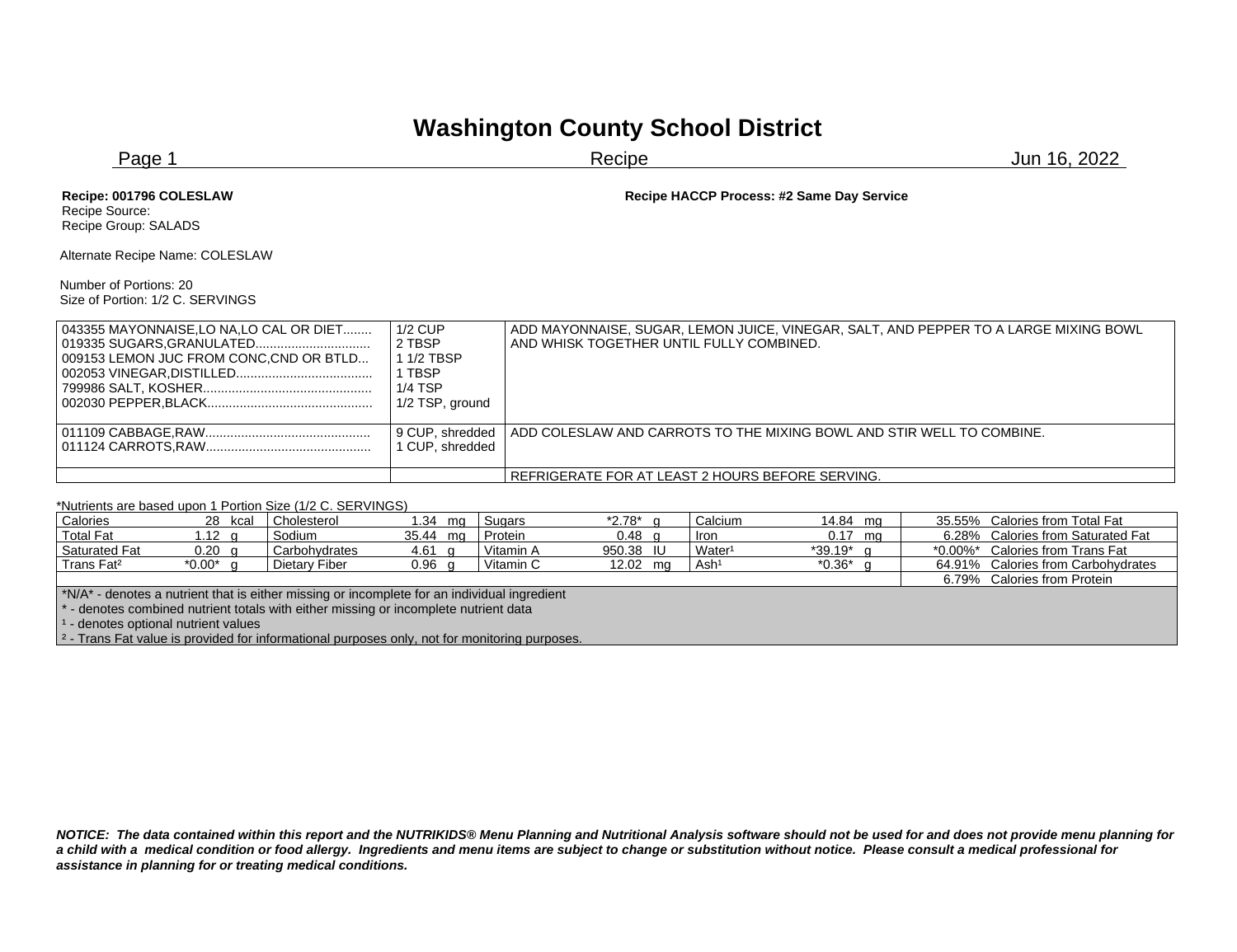# Washington County School District

Recipe

Jun 16, 2022

**Recipe: 001796 COLESLAW** **Recipe HACCP Process: #2 Same Day Service**

Recipe Source:
Recipe Group: SALADS

Alternate Recipe Name: COLESLAW

Number of Portions: 20
Size of Portion: 1/2 C. SERVINGS

| Ingredient | Measure | Instructions |
|---|---|---|
| 043355 MAYONNAISE,LO NA,LO CAL OR DIET........<br>019335 SUGARS,GRANULATED................................<br>009153 LEMON JUC FROM CONC,CND OR BTLD...<br>002053 VINEGAR,DISTILLED......................................<br>799986 SALT, KOSHER...............................................<br>002030 PEPPER,BLACK............................................. | 1/2 CUP<br>2 TBSP<br>1 1/2 TBSP<br>1 TBSP<br>1/4 TSP<br>1/2 TSP, ground | ADD MAYONNAISE, SUGAR, LEMON JUICE, VINEGAR, SALT, AND PEPPER TO A LARGE MIXING BOWL AND WHISK TOGETHER UNTIL FULLY COMBINED. |
| 011109 CABBAGE,RAW..............................................<br>011124 CARROTS,RAW.............................................. | 9 CUP, shredded<br>1 CUP, shredded | ADD COLESLAW AND CARROTS TO THE MIXING BOWL AND STIR WELL TO COMBINE. |
| | | REFRIGERATE FOR AT LEAST 2 HOURS BEFORE SERVING. |

*Nutrients are based upon 1 Portion Size (1/2 C. SERVINGS)

| | | | | | | | | | |
|---|---|---|---|---|---|---|---|---|---|
| Calories | 28 kcal | Cholesterol | 1.34 mg | Sugars | *2.78* g | Calcium | 14.84 mg | 35.55% | Calories from Total Fat |
| Total Fat | 1.12 g | Sodium | 35.44 mg | Protein | 0.48 g | Iron | 0.17 mg | 6.28% | Calories from Saturated Fat |
| Saturated Fat | 0.20 g | Carbohydrates | 4.61 g | Vitamin A | 950.38 IU | Water[1] | *39.19* g | *0.00%* | Calories from Trans Fat |
| Trans Fat[2] | *0.00* g | Dietary Fiber | 0.96 g | Vitamin C | 12.02 mg | Ash[1] | *0.36* g | 64.91% | Calories from Carbohydrates |
| | | | | | | | | 6.79% | Calories from Protein |

*N/A* - denotes a nutrient that is either missing or incomplete for an individual ingredient
* - denotes combined nutrient totals with either missing or incomplete nutrient data
[1] - denotes optional nutrient values
[2] - Trans Fat value is provided for informational purposes only, not for monitoring purposes.

***NOTICE: The data contained within this report and the NUTRIKIDS® Menu Planning and Nutritional Analysis software should not be used for and does not provide menu planning for a child with a medical condition or food allergy. Ingredients and menu items are subject to change or substitution without notice. Please consult a medical professional for assistance in planning for or treating medical conditions.***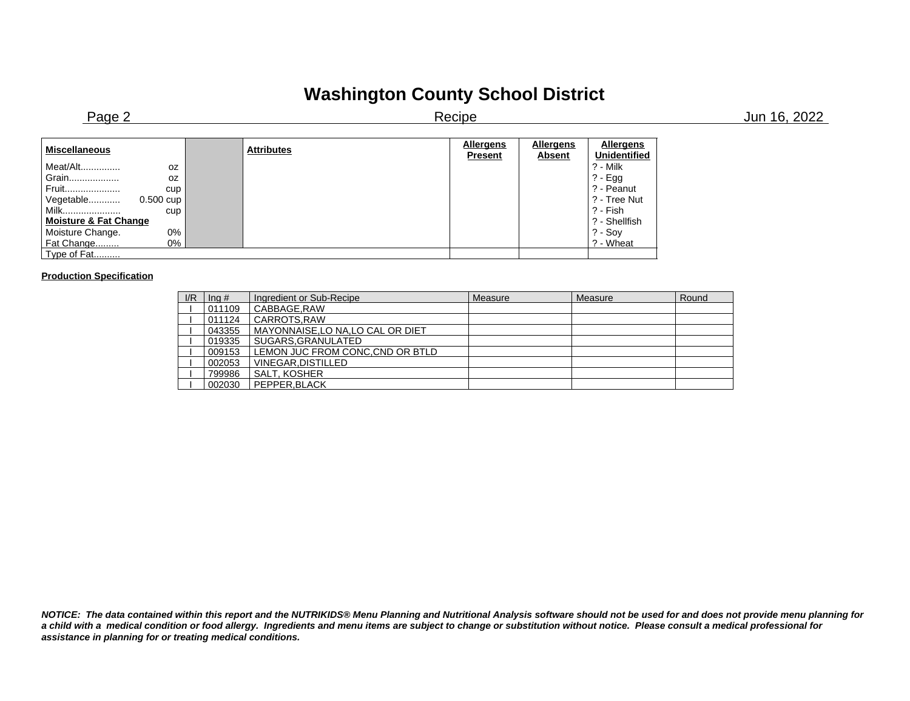# Washington County School District

Recipe

| Miscellaneous | | | Attributes | Allergens Present | Allergens Absent | Allergens Unidentified |
|---|---|---|---|---|---|---|
| Meat/Alt............... | oz | | | | | ? - Milk |
| Grain................... | oz | | | | | ? - Egg |
| Fruit..................... | cup | | | | | ? - Peanut |
| Vegetable............ | 0.500 cup | | | | | ? - Tree Nut |
| Milk...................... | cup | | | | | ? - Fish |
| **Moisture & Fat Change** | | | | | | ? - Shellfish |
| Moisture Change. | 0% | | | | | ? - Soy |
| Fat Change......... | 0% | | | | | ? - Wheat |
| Type of Fat.......... | | | | | | |

**Production Specification**

| I/R | Ing # | Ingredient or Sub-Recipe | Measure | Measure | Round |
|---|---|---|---|---|---|
| I | 011109 | CABBAGE,RAW | | | |
| I | 011124 | CARROTS,RAW | | | |
| I | 043355 | MAYONNAISE,LO NA,LO CAL OR DIET | | | |
| I | 019335 | SUGARS,GRANULATED | | | |
| I | 009153 | LEMON JUC FROM CONC,CND OR BTLD | | | |
| I | 002053 | VINEGAR,DISTILLED | | | |
| I | 799986 | SALT, KOSHER | | | |
| I | 002030 | PEPPER,BLACK | | | |

***NOTICE: The data contained within this report and the NUTRIKIDS® Menu Planning and Nutritional Analysis software should not be used for and does not provide menu planning for a child with a medical condition or food allergy. Ingredients and menu items are subject to change or substitution without notice. Please consult a medical professional for assistance in planning for or treating medical conditions.***